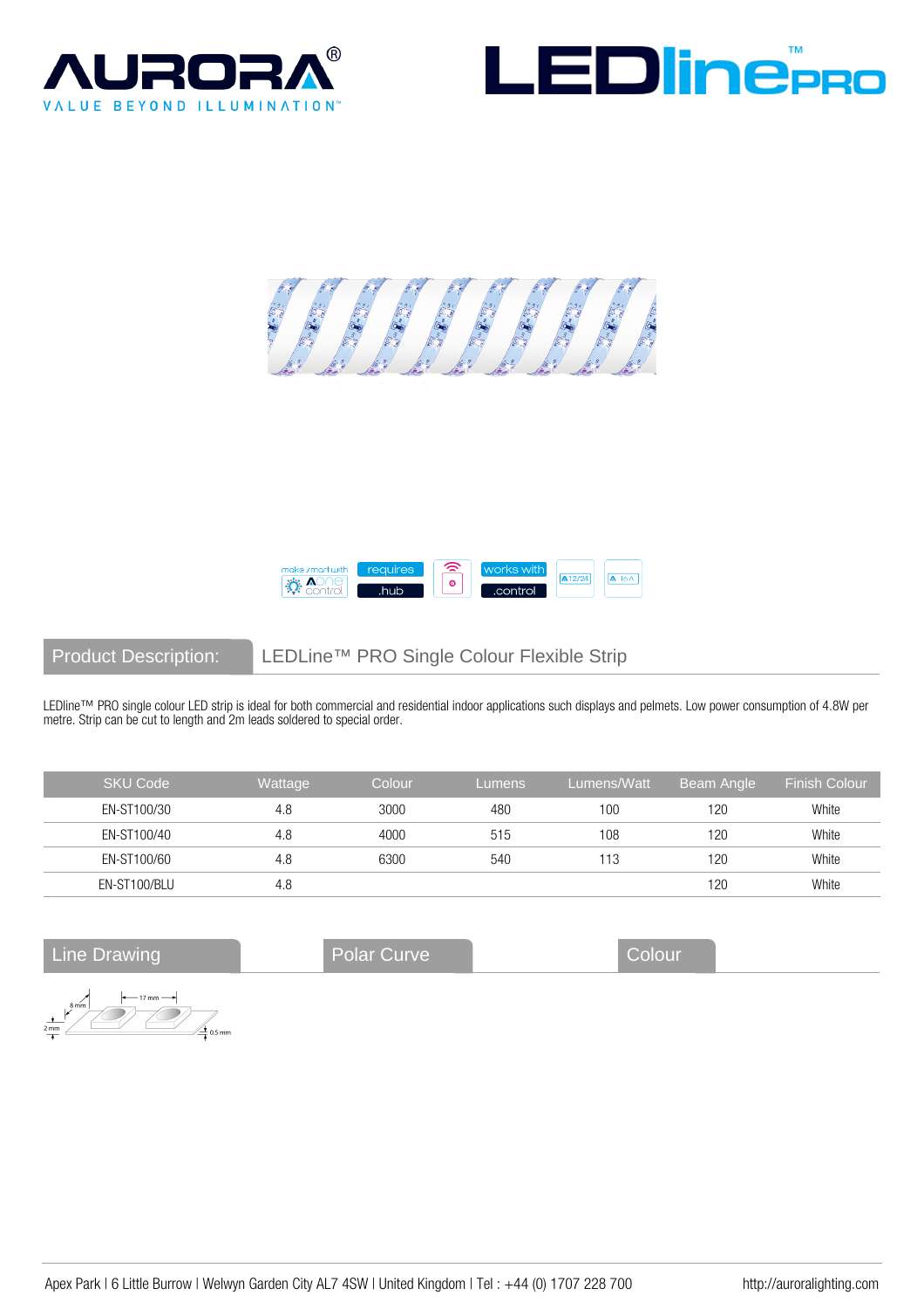AURORA®
VALUE BEYOND ILLUMINATION™

LEDline™ PRO

## Product Description: LEDLine™ PRO Single Colour Flexible Strip

LEDline™ PRO single colour LED strip is ideal for both commercial and residential indoor applications such displays and pelmets. Low power consumption of 4.8W per metre. Strip can be cut to length and 2m leads soldered to special order.

| SKU Code | Wattage | Colour | Lumens | Lumens/Watt | Beam Angle | Finish Colour |
| --- | --- | --- | --- | --- | --- | --- |
| EN-ST100/30 | 4.8 | 3000 | 480 | 100 | 120 | White |
| EN-ST100/40 | 4.8 | 4000 | 515 | 108 | 120 | White |
| EN-ST100/60 | 4.8 | 6300 | 540 | 113 | 120 | White |
| EN-ST100/BLU | 4.8 | | | | 120 | White |

## Line Drawing

17 mm
8 mm
2 mm
0.5 mm

## Polar Curve

## Colour

Apex Park | 6 Little Burrow | Welwyn Garden City AL7 4SW | United Kingdom | Tel : +44 (0) 1707 228 700 http://auroralighting.com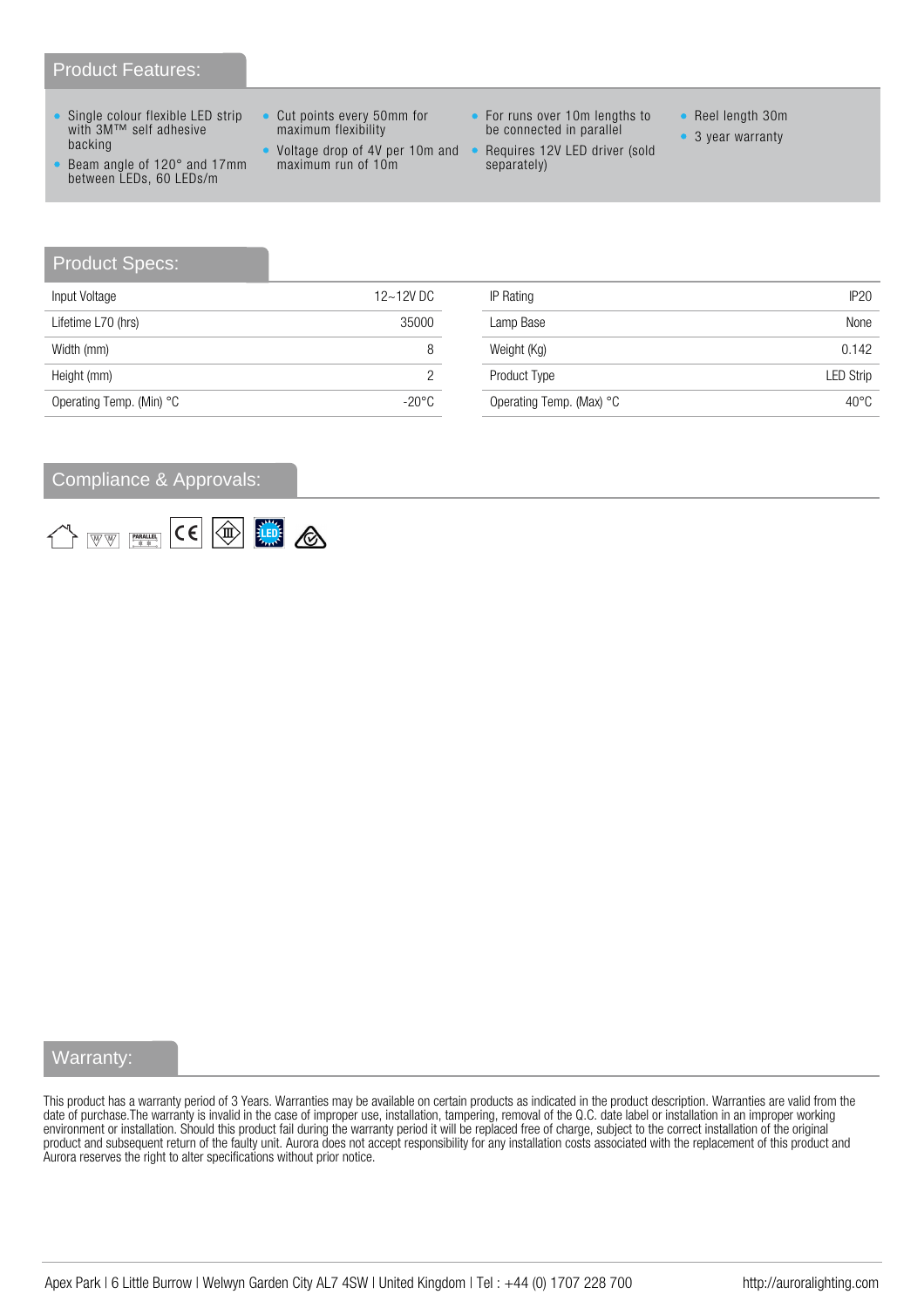## Product Features:

- Single colour flexible LED strip with 3M™ self adhesive backing
- Beam angle of 120° and 17mm between LEDs, 60 LEDs/m
- Cut points every 50mm for maximum flexibility
- Voltage drop of 4V per 10m and maximum run of 10m
- For runs over 10m lengths to be connected in parallel
- Requires 12V LED driver (sold separately)
- Reel length 30m
- 3 year warranty

## Product Specs:

| | |
|---|---|
| Input Voltage | 12~12V DC |
| Lifetime L70 (hrs) | 35000 |
| Width (mm) | 8 |
| Height (mm) | 2 |
| Operating Temp. (Min) °C | -20°C |

| | |
|---|---|
| IP Rating | IP20 |
| Lamp Base | None |
| Weight (Kg) | 0.142 |
| Product Type | LED Strip |
| Operating Temp. (Max) °C | 40°C |

## Compliance & Approvals:

## Warranty:

This product has a warranty period of 3 Years. Warranties may be available on certain products as indicated in the product description. Warranties are valid from the date of purchase.The warranty is invalid in the case of improper use, installation, tampering, removal of the Q.C. date label or installation in an improper working environment or installation. Should this product fail during the warranty period it will be replaced free of charge, subject to the correct installation of the original product and subsequent return of the faulty unit. Aurora does not accept responsibility for any installation costs associated with the replacement of this product and Aurora reserves the right to alter specifications without prior notice.

Apex Park | 6 Little Burrow | Welwyn Garden City AL7 4SW | United Kingdom | Tel : +44 (0) 1707 228 700 http://auroralighting.com